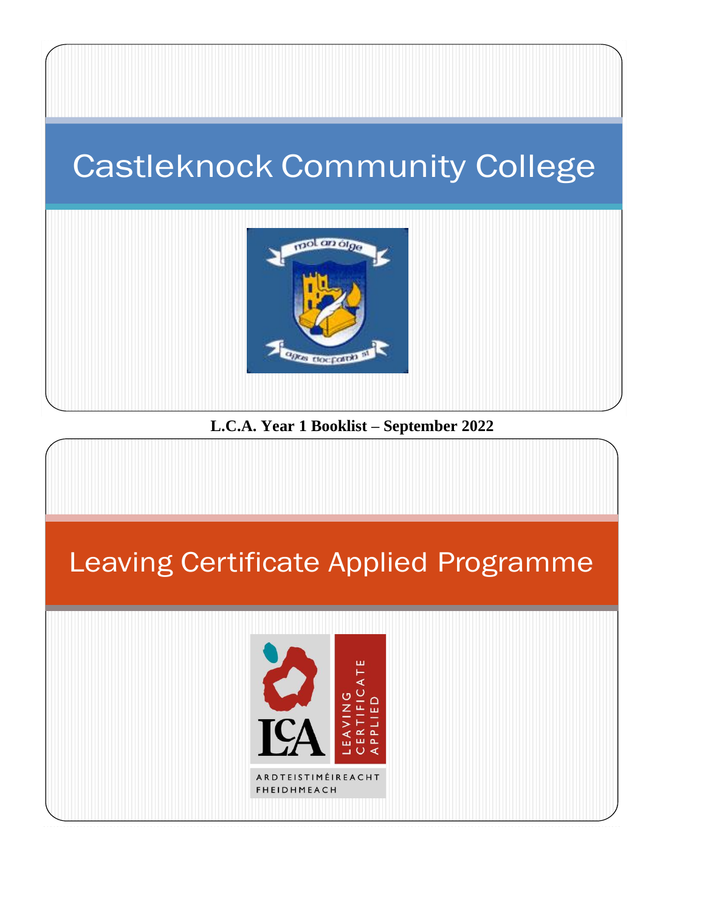# Castleknock Community College

**L.C.A. Year 1 Booklist – September 2022**

# Leaving Certificate Applied Programme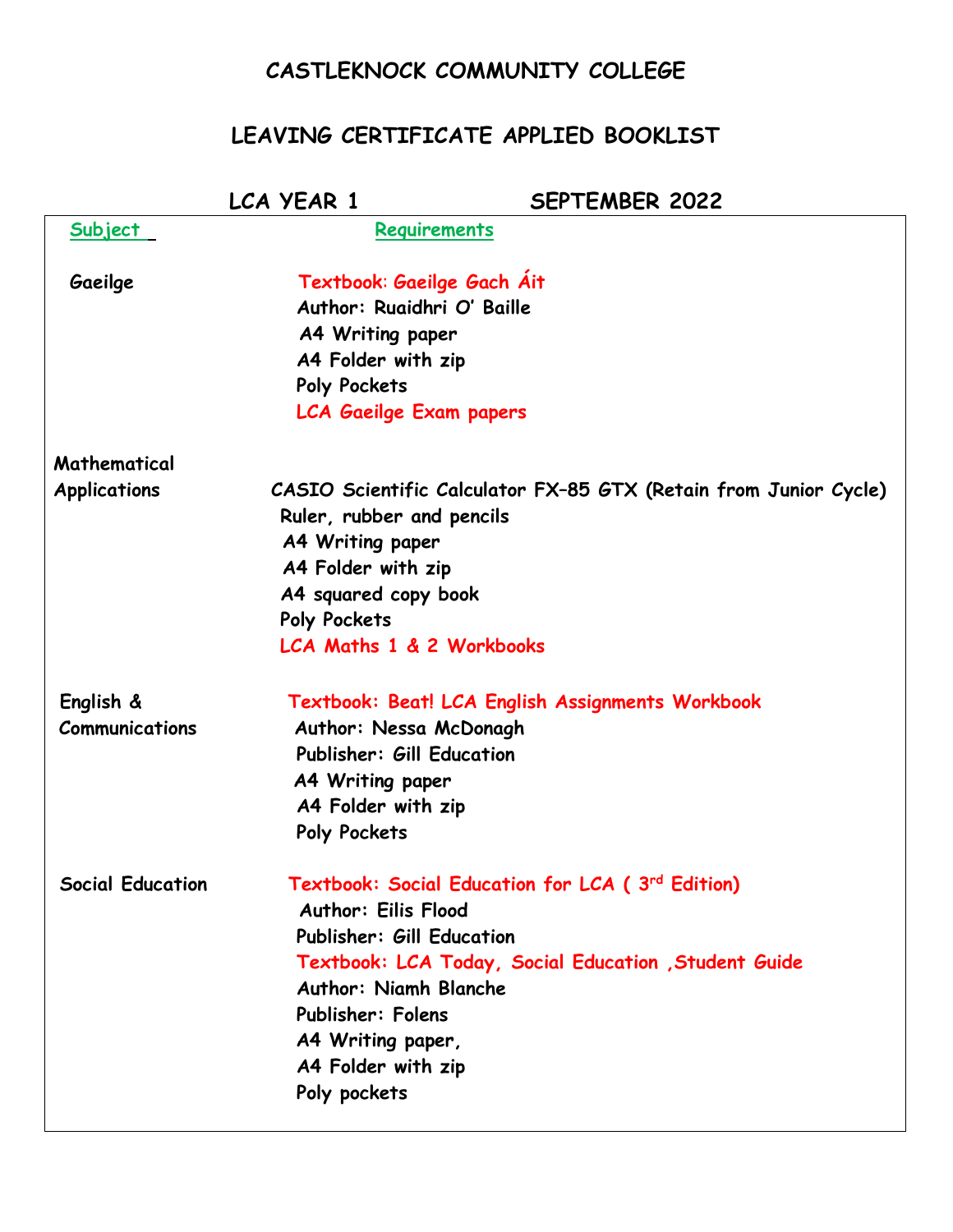# CASTLEKNOCK COMMUNITY COLLEGE

## LEAVING CERTIFICATE APPLIED BOOKLIST

### LCA YEAR 1 SEPTEMBER 2022

| Subject | Requirements |
| --- | --- |
| Gaeilge | Textbook: Gaeilge Gach Áit<br>Author: Ruaidhri O' Baille<br>A4 Writing paper<br>A4 Folder with zip<br>Poly Pockets<br>LCA Gaeilge Exam papers |
| Mathematical Applications | CASIO Scientific Calculator FX-85 GTX (Retain from Junior Cycle)<br>Ruler, rubber and pencils<br>A4 Writing paper<br>A4 Folder with zip<br>A4 squared copy book<br>Poly Pockets<br>LCA Maths 1 & 2 Workbooks |
| English & Communications | Textbook: Beat! LCA English Assignments Workbook<br>Author: Nessa McDonagh<br>Publisher: Gill Education<br>A4 Writing paper<br>A4 Folder with zip<br>Poly Pockets |
| Social Education | Textbook: Social Education for LCA ( 3rd Edition)<br>Author: Eilis Flood<br>Publisher: Gill Education<br>Textbook: LCA Today, Social Education ,Student Guide<br>Author: Niamh Blanche<br>Publisher: Folens<br>A4 Writing paper,<br>A4 Folder with zip<br>Poly pockets |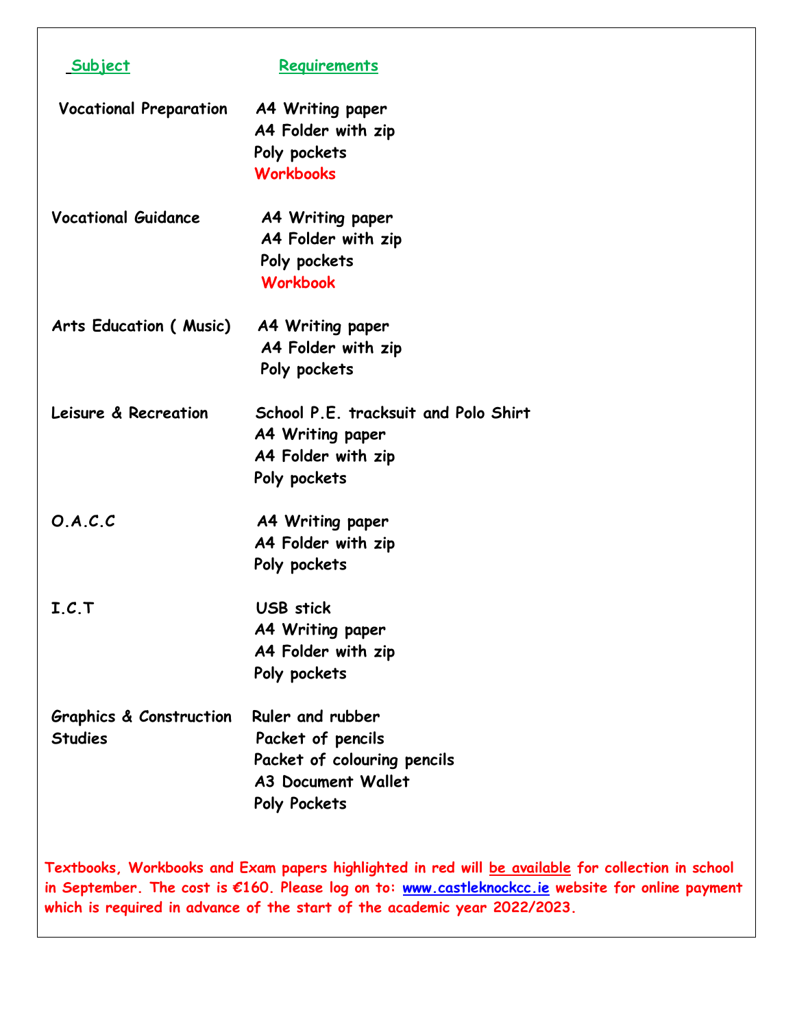| Subject | Requirements |
|---|---|
| Vocational Preparation | A4 Writing paper<br>A4 Folder with zip<br>Poly pockets<br>Workbooks |
| Vocational Guidance | A4 Writing paper<br>A4 Folder with zip<br>Poly pockets<br>Workbook |
| Arts Education ( Music) | A4 Writing paper<br>A4 Folder with zip<br>Poly pockets |
| Leisure & Recreation | School P.E. tracksuit and Polo Shirt<br>A4 Writing paper<br>A4 Folder with zip<br>Poly pockets |
| O.A.C.C | A4 Writing paper<br>A4 Folder with zip<br>Poly pockets |
| I.C.T | USB stick<br>A4 Writing paper<br>A4 Folder with zip<br>Poly pockets |
| Graphics & Construction Studies | Ruler and rubber<br>Packet of pencils<br>Packet of colouring pencils<br>A3 Document Wallet<br>Poly Pockets |

**Textbooks, Workbooks and Exam papers highlighted in red will be available for collection in school in September. The cost is €160. Please log on to: www.castleknockcc.ie website for online payment which is required in advance of the start of the academic year 2022/2023.**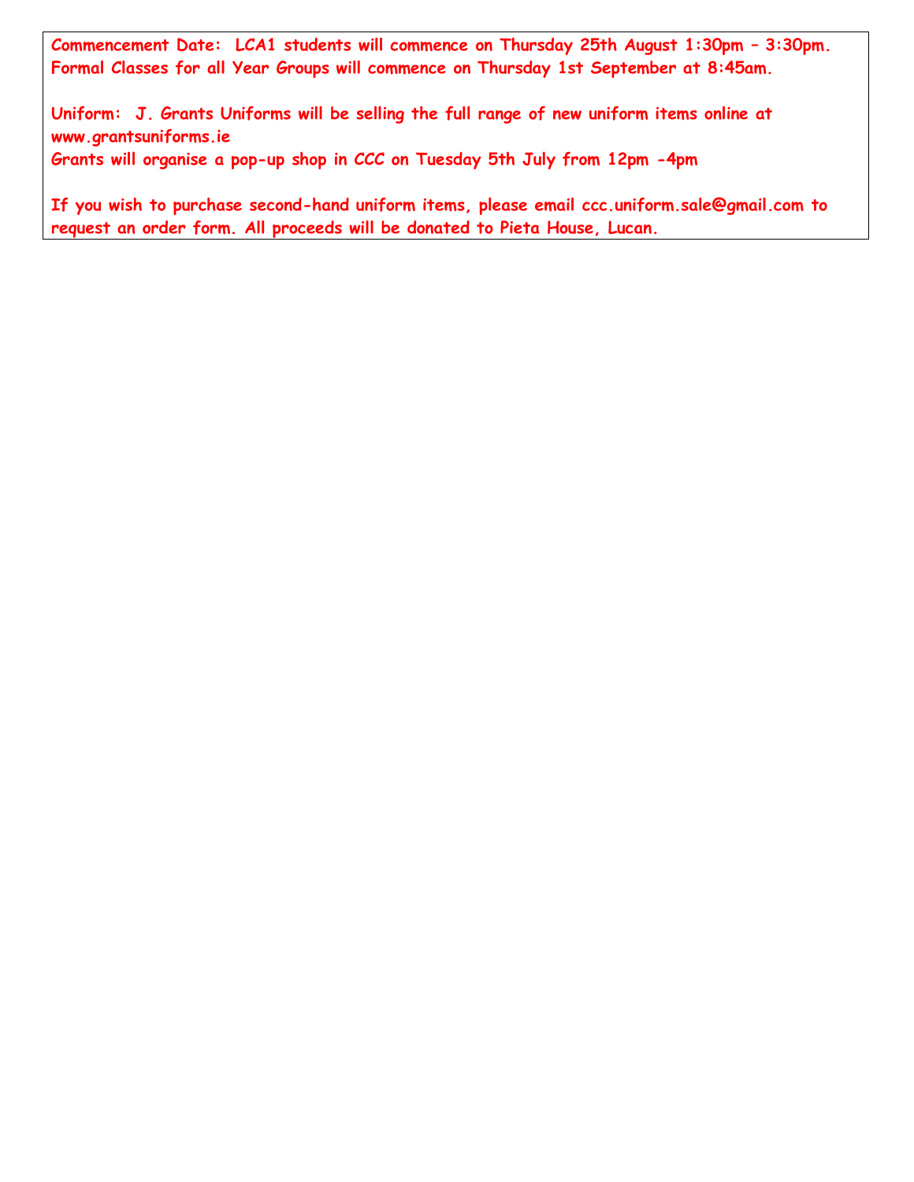**Commencement Date: LCA1 students will commence on Thursday 25th August 1:30pm – 3:30pm.**
**Formal Classes for all Year Groups will commence on Thursday 1st September at 8:45am.**

**Uniform: J. Grants Uniforms will be selling the full range of new uniform items online at www.grantsuniforms.ie**
**Grants will organise a pop-up shop in CCC on Tuesday 5th July from 12pm -4pm**

**If you wish to purchase second-hand uniform items, please email ccc.uniform.sale@gmail.com to request an order form. All proceeds will be donated to Pieta House, Lucan.**